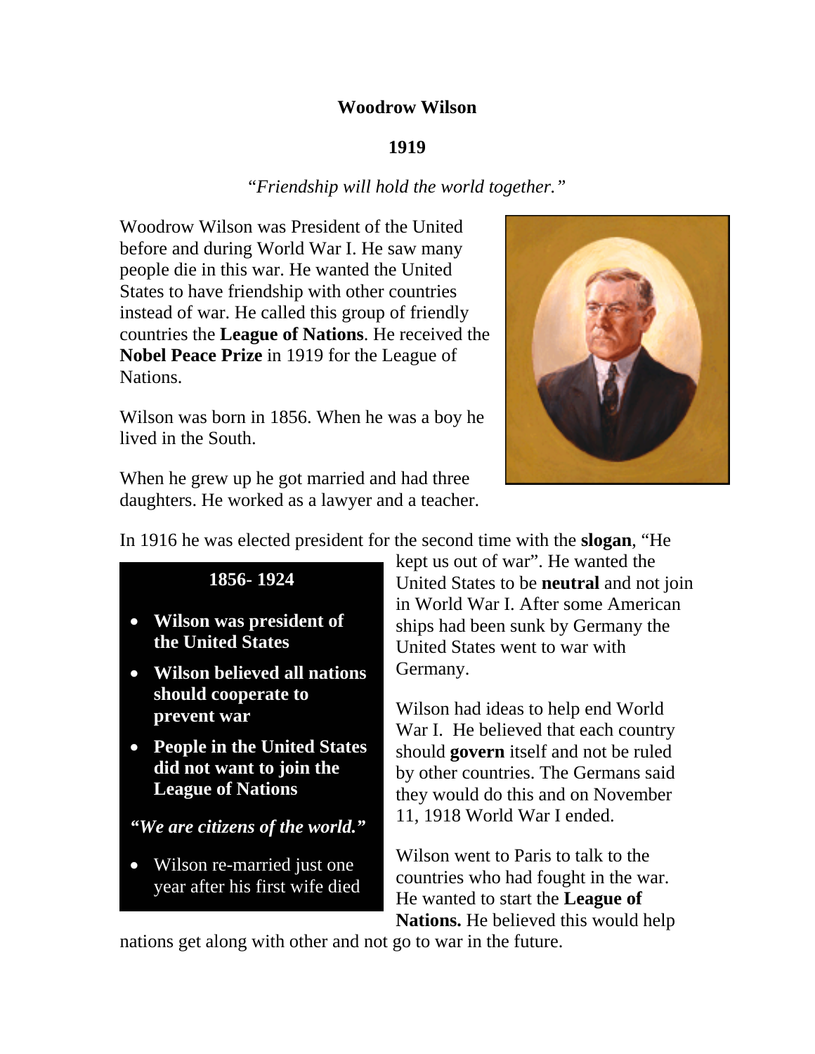# Woodrow Wilson

## 1919

*"Friendship will hold the world together."*

Woodrow Wilson was President of the United before and during World War I. He saw many people die in this war. He wanted the United States to have friendship with other countries instead of war. He called this group of friendly countries the **League of Nations**. He received the **Nobel Peace Prize** in 1919 for the League of Nations.

Wilson was born in 1856. When he was a boy he lived in the South.

When he grew up he got married and had three daughters. He worked as a lawyer and a teacher.

In 1916 he was elected president for the second time with the **slogan**, "He kept us out of war". He wanted the United States to be **neutral** and not join in World War I. After some American ships had been sunk by Germany the United States went to war with Germany.

Wilson had ideas to help end World War I. He believed that each country should **govern** itself and not be ruled by other countries. The Germans said they would do this and on November 11, 1918 World War I ended.

Wilson went to Paris to talk to the countries who had fought in the war. He wanted to start the **League of Nations.** He believed this would help nations get along with other and not go to war in the future.

**1856- 1924**

- **Wilson was president of the United States**
- **Wilson believed all nations should cooperate to prevent war**
- **People in the United States did not want to join the League of Nations**

***"We are citizens of the world."***

- Wilson re-married just one year after his first wife died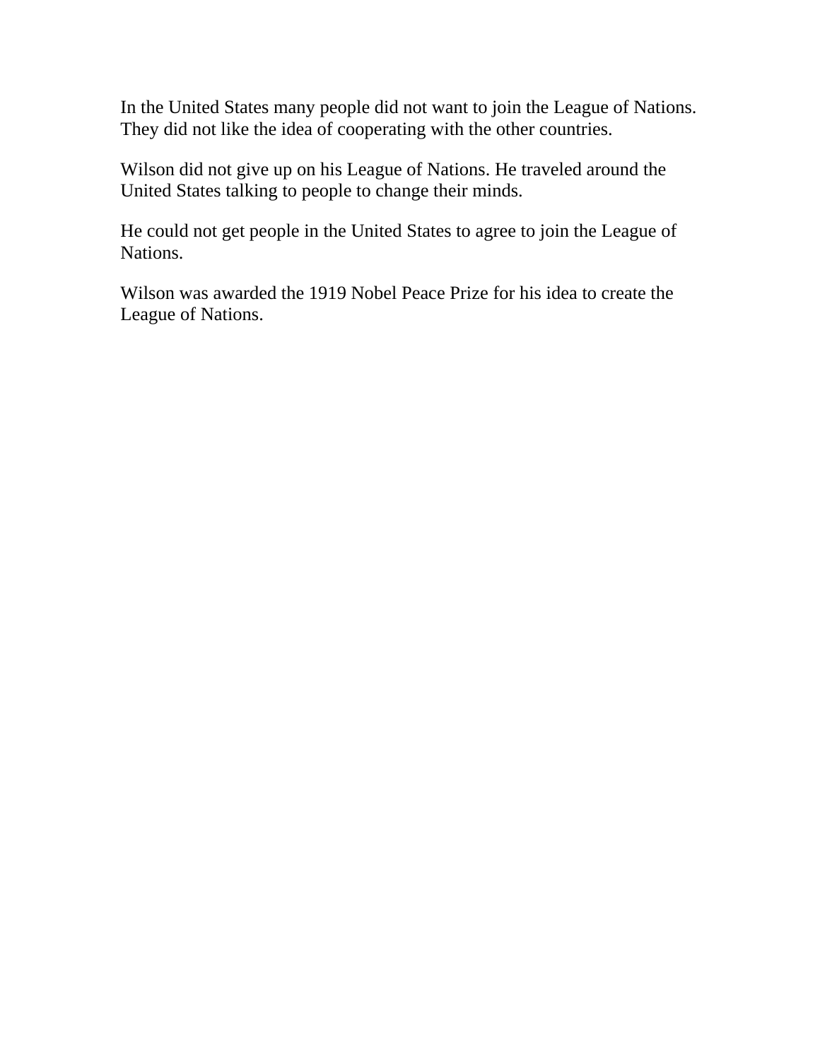In the United States many people did not want to join the League of Nations. They did not like the idea of cooperating with the other countries.

Wilson did not give up on his League of Nations. He traveled around the United States talking to people to change their minds.

He could not get people in the United States to agree to join the League of Nations.

Wilson was awarded the 1919 Nobel Peace Prize for his idea to create the League of Nations.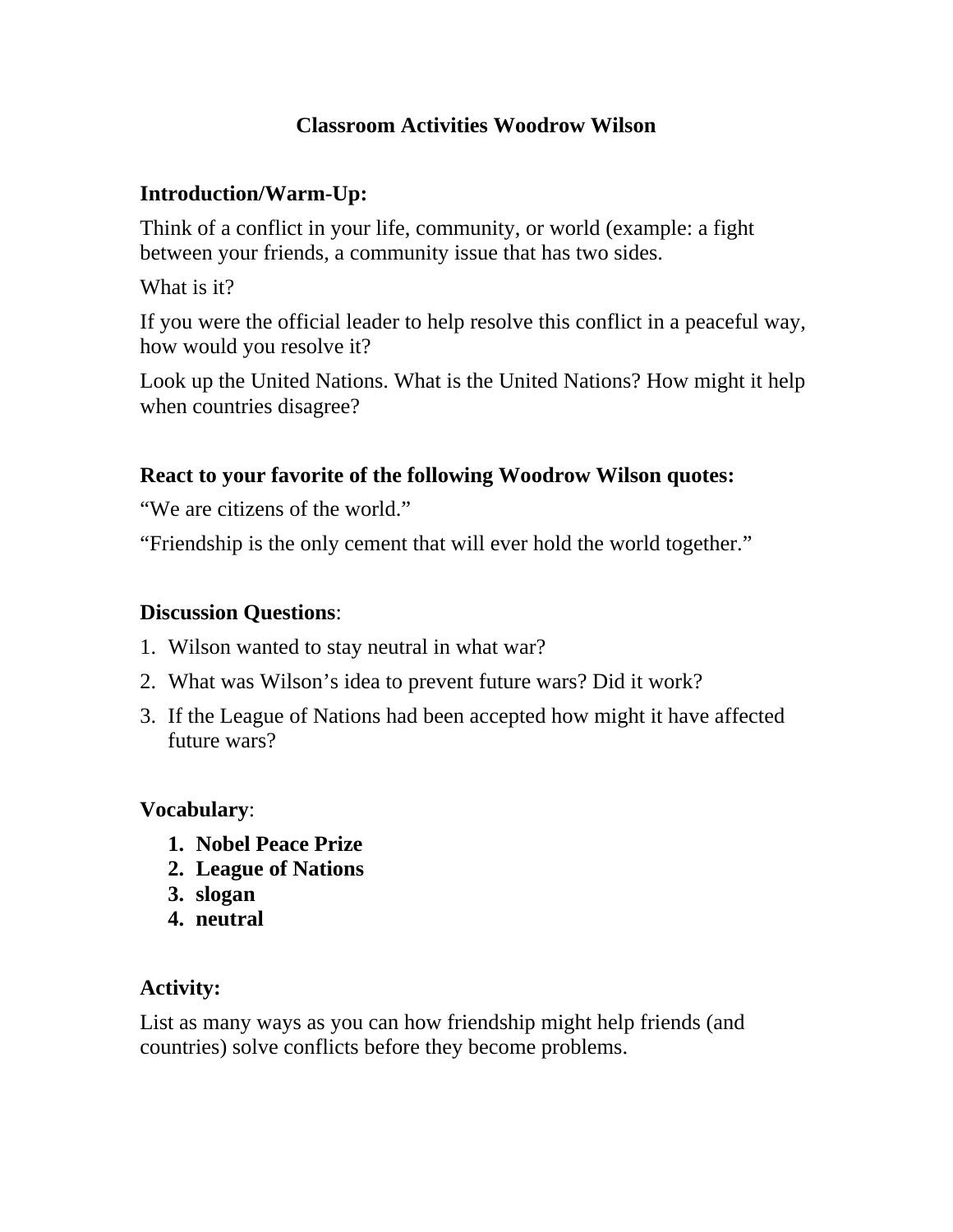# Classroom Activities Woodrow Wilson

**Introduction/Warm-Up:**

Think of a conflict in your life, community, or world (example: a fight between your friends, a community issue that has two sides.

What is it?

If you were the official leader to help resolve this conflict in a peaceful way, how would you resolve it?

Look up the United Nations. What is the United Nations? How might it help when countries disagree?

**React to your favorite of the following Woodrow Wilson quotes:**

"We are citizens of the world."

"Friendship is the only cement that will ever hold the world together."

**Discussion Questions**:

1. Wilson wanted to stay neutral in what war?
2. What was Wilson's idea to prevent future wars? Did it work?
3. If the League of Nations had been accepted how might it have affected future wars?

**Vocabulary**:

1. **Nobel Peace Prize**
2. **League of Nations**
3. **slogan**
4. **neutral**

**Activity:**

List as many ways as you can how friendship might help friends (and countries) solve conflicts before they become problems.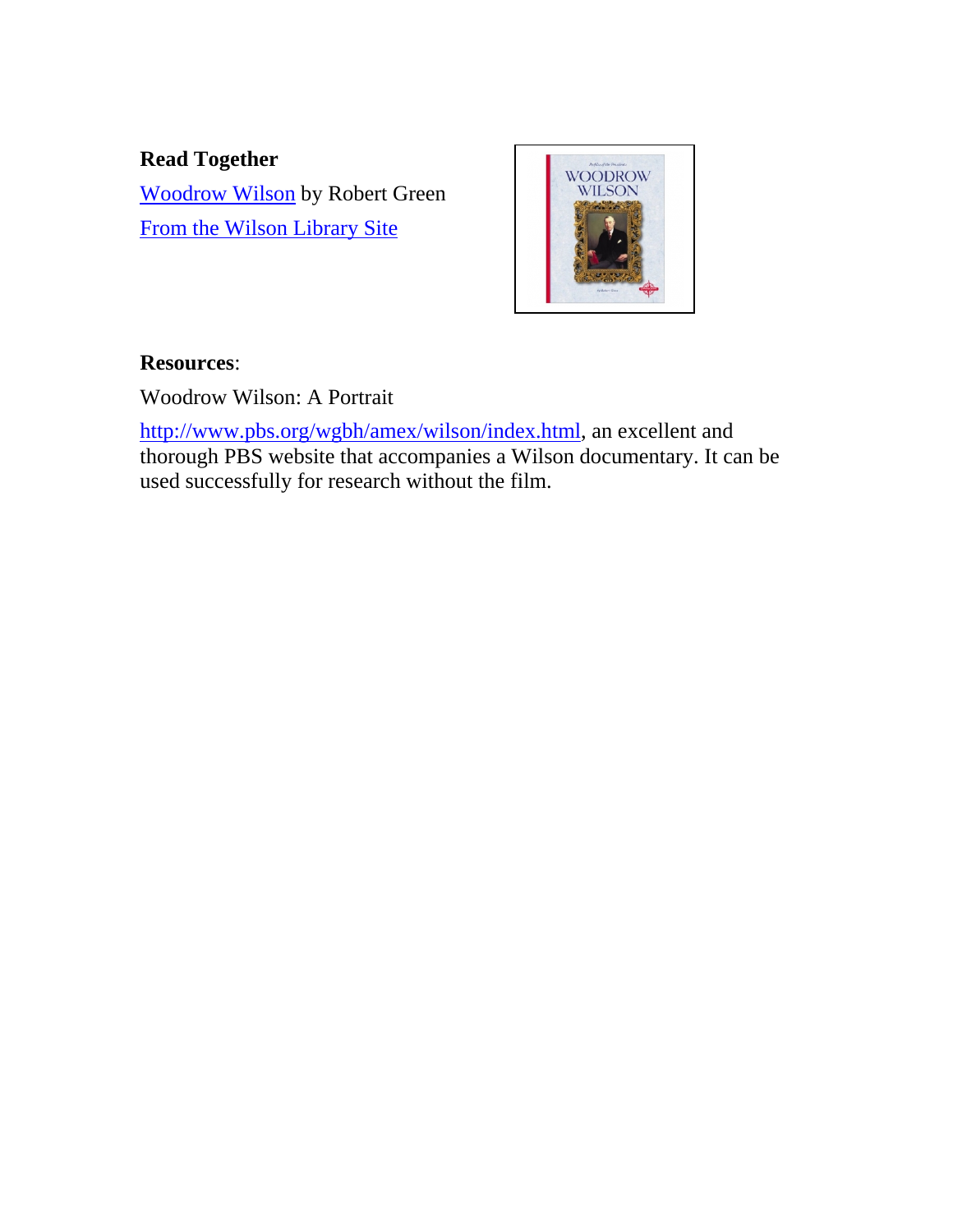**Read Together**

Woodrow Wilson by Robert Green

From the Wilson Library Site

**Resources**:

Woodrow Wilson: A Portrait

http://www.pbs.org/wgbh/amex/wilson/index.html, an excellent and thorough PBS website that accompanies a Wilson documentary. It can be used successfully for research without the film.